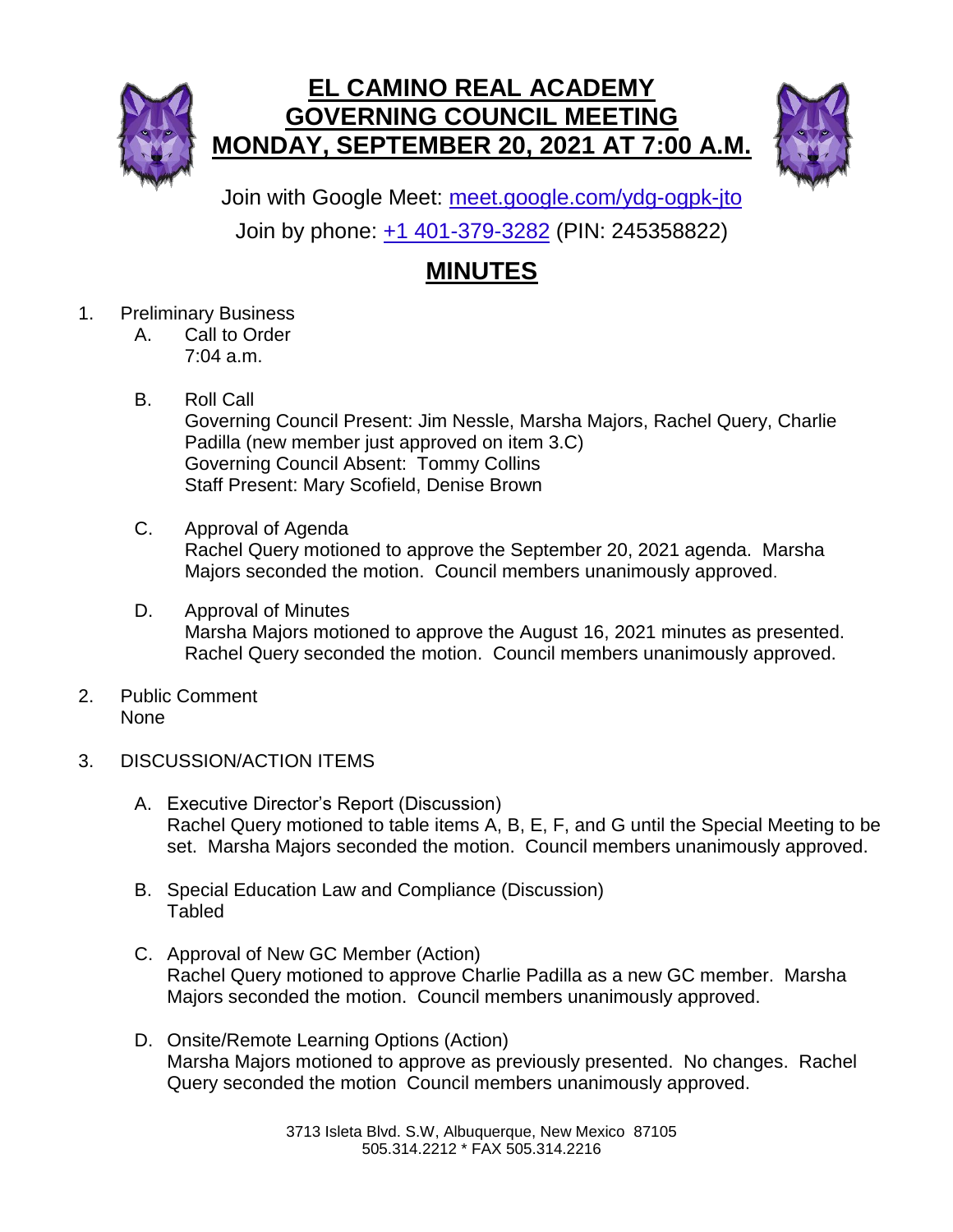# EL CAMINO REAL ACADEMY
# GOVERNING COUNCIL MEETING
# MONDAY, SEPTEMBER 20, 2021 AT 7:00 A.M.

Join with Google Meet: meet.google.com/ydg-ogpk-jto

Join by phone: +1 401-379-3282 (PIN: 245358822)

## MINUTES

1. Preliminary Business
   - A. Call to Order
     7:04 a.m.
   - B. Roll Call
     Governing Council Present: Jim Nessle, Marsha Majors, Rachel Query, Charlie Padilla (new member just approved on item 3.C)
     Governing Council Absent: Tommy Collins
     Staff Present: Mary Scofield, Denise Brown
   - C. Approval of Agenda
     Rachel Query motioned to approve the September 20, 2021 agenda. Marsha Majors seconded the motion. Council members unanimously approved.
   - D. Approval of Minutes
     Marsha Majors motioned to approve the August 16, 2021 minutes as presented. Rachel Query seconded the motion. Council members unanimously approved.

2. Public Comment
   None

3. DISCUSSION/ACTION ITEMS
   - A. Executive Director's Report (Discussion)
     Rachel Query motioned to table items A, B, E, F, and G until the Special Meeting to be set. Marsha Majors seconded the motion. Council members unanimously approved.
   - B. Special Education Law and Compliance (Discussion)
     Tabled
   - C. Approval of New GC Member (Action)
     Rachel Query motioned to approve Charlie Padilla as a new GC member. Marsha Majors seconded the motion. Council members unanimously approved.
   - D. Onsite/Remote Learning Options (Action)
     Marsha Majors motioned to approve as previously presented. No changes. Rachel Query seconded the motion Council members unanimously approved.

3713 Isleta Blvd. S.W, Albuquerque, New Mexico 87105
505.314.2212 * FAX 505.314.2216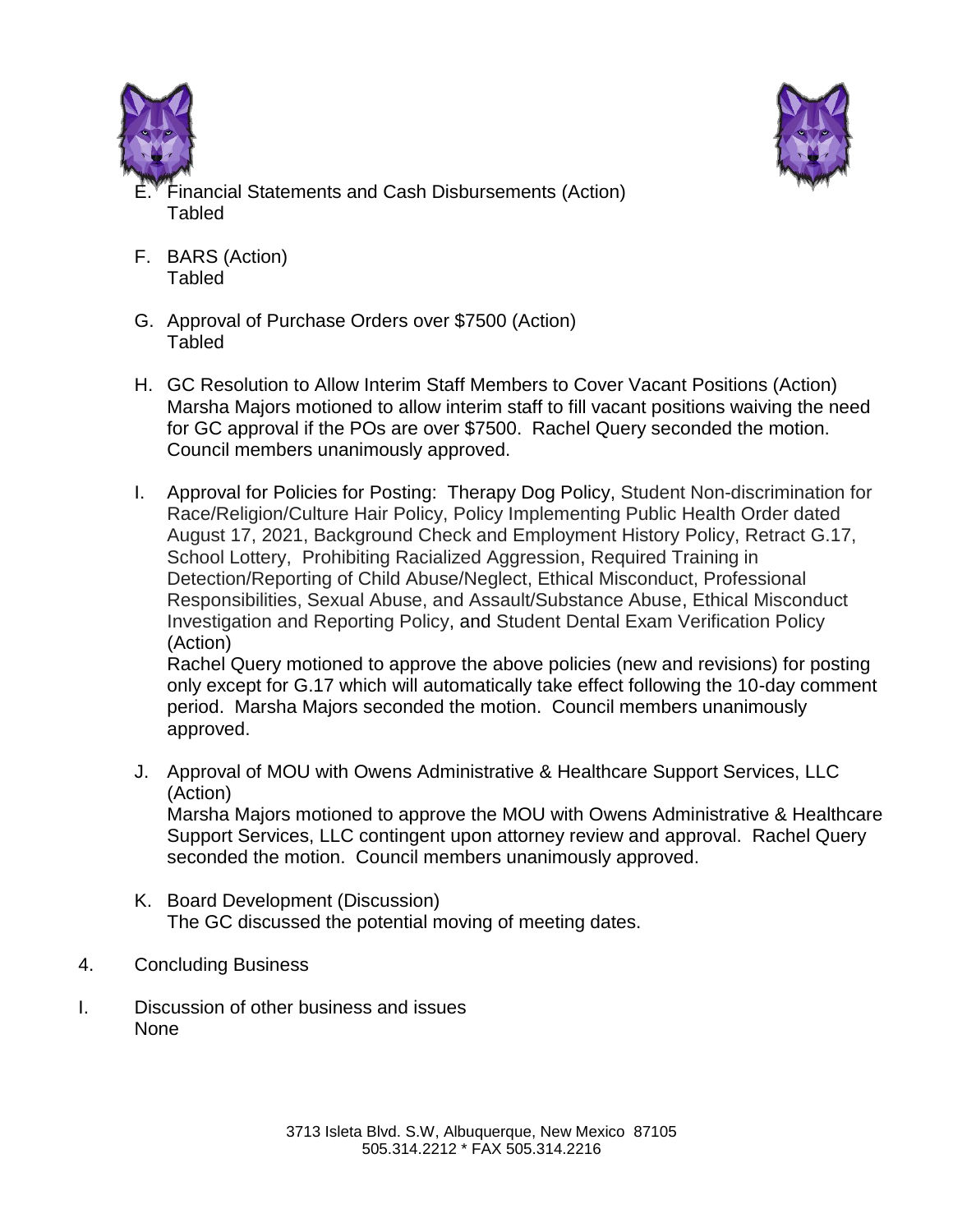E. Financial Statements and Cash Disbursements (Action)
   Tabled

F. BARS (Action)
   Tabled

G. Approval of Purchase Orders over $7500 (Action)
   Tabled

H. GC Resolution to Allow Interim Staff Members to Cover Vacant Positions (Action)
   Marsha Majors motioned to allow interim staff to fill vacant positions waiving the need for GC approval if the POs are over $7500. Rachel Query seconded the motion. Council members unanimously approved.

I. Approval for Policies for Posting: Therapy Dog Policy, Student Non-discrimination for Race/Religion/Culture Hair Policy, Policy Implementing Public Health Order dated August 17, 2021, Background Check and Employment History Policy, Retract G.17, School Lottery, Prohibiting Racialized Aggression, Required Training in Detection/Reporting of Child Abuse/Neglect, Ethical Misconduct, Professional Responsibilities, Sexual Abuse, and Assault/Substance Abuse, Ethical Misconduct Investigation and Reporting Policy, and Student Dental Exam Verification Policy (Action)
   Rachel Query motioned to approve the above policies (new and revisions) for posting only except for G.17 which will automatically take effect following the 10-day comment period. Marsha Majors seconded the motion. Council members unanimously approved.

J. Approval of MOU with Owens Administrative & Healthcare Support Services, LLC (Action)
   Marsha Majors motioned to approve the MOU with Owens Administrative & Healthcare Support Services, LLC contingent upon attorney review and approval. Rachel Query seconded the motion. Council members unanimously approved.

K. Board Development (Discussion)
   The GC discussed the potential moving of meeting dates.

4. Concluding Business

I. Discussion of other business and issues
   None

3713 Isleta Blvd. S.W, Albuquerque, New Mexico 87105
505.314.2212 * FAX 505.314.2216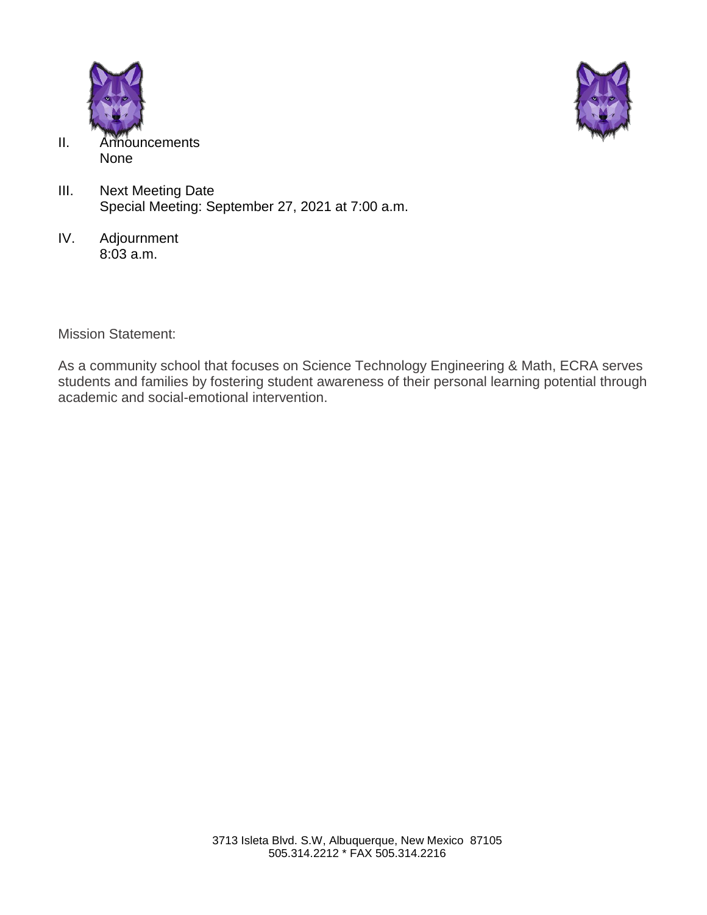II. Announcements
None

III. Next Meeting Date
Special Meeting: September 27, 2021 at 7:00 a.m.

IV. Adjournment
8:03 a.m.

Mission Statement:

As a community school that focuses on Science Technology Engineering & Math, ECRA serves students and families by fostering student awareness of their personal learning potential through academic and social-emotional intervention.

3713 Isleta Blvd. S.W, Albuquerque, New Mexico 87105
505.314.2212 * FAX 505.314.2216